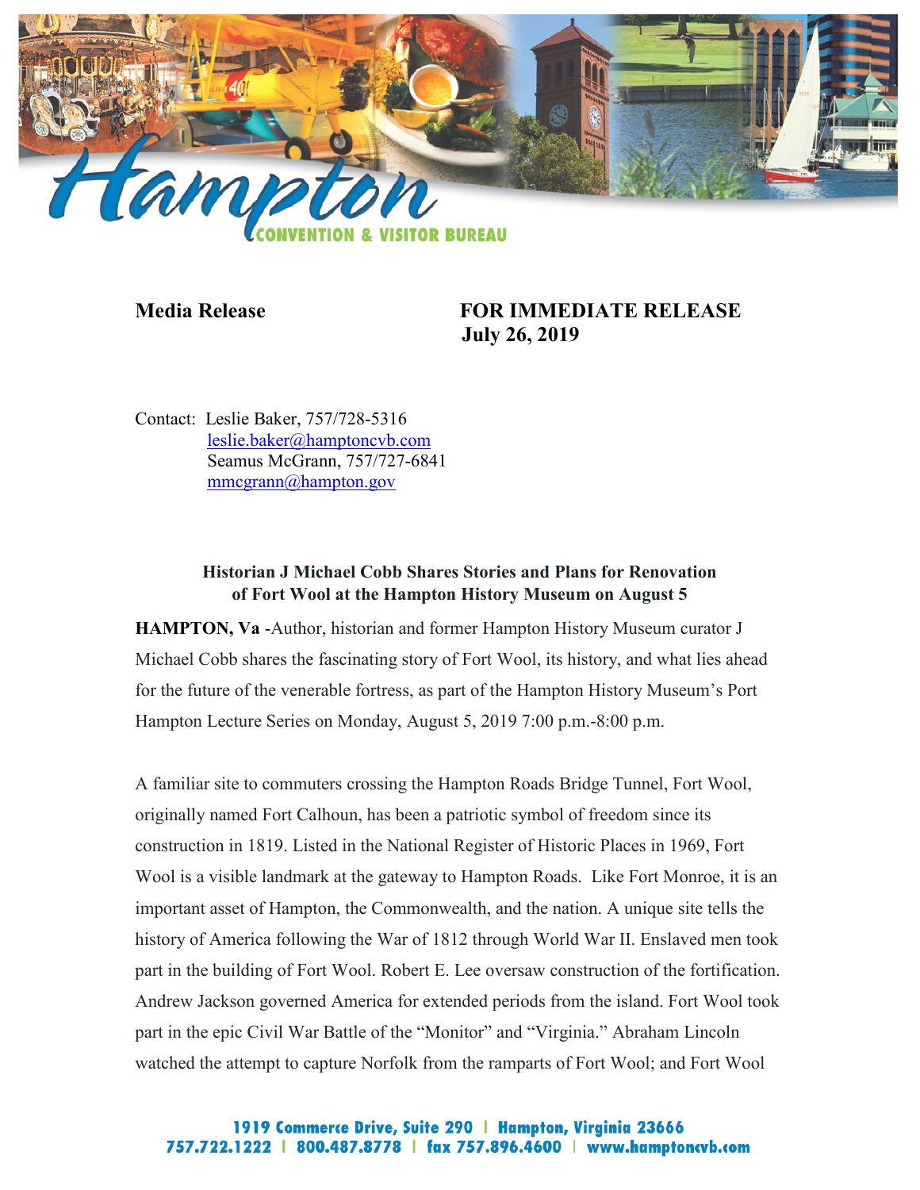**Media Release** **FOR IMMEDIATE RELEASE**
**July 26, 2019**

Contact: Leslie Baker, 757/728-5316
leslie.baker@hamptoncvb.com
Seamus McGrann, 757/727-6841
mmcgrann@hampton.gov

### Historian J Michael Cobb Shares Stories and Plans for Renovation of Fort Wool at the Hampton History Museum on August 5

**HAMPTON, Va** -Author, historian and former Hampton History Museum curator J Michael Cobb shares the fascinating story of Fort Wool, its history, and what lies ahead for the future of the venerable fortress, as part of the Hampton History Museum's Port Hampton Lecture Series on Monday, August 5, 2019 7:00 p.m.-8:00 p.m.

A familiar site to commuters crossing the Hampton Roads Bridge Tunnel, Fort Wool, originally named Fort Calhoun, has been a patriotic symbol of freedom since its construction in 1819. Listed in the National Register of Historic Places in 1969, Fort Wool is a visible landmark at the gateway to Hampton Roads. Like Fort Monroe, it is an important asset of Hampton, the Commonwealth, and the nation. A unique site tells the history of America following the War of 1812 through World War II. Enslaved men took part in the building of Fort Wool. Robert E. Lee oversaw construction of the fortification. Andrew Jackson governed America for extended periods from the island. Fort Wool took part in the epic Civil War Battle of the "Monitor" and "Virginia." Abraham Lincoln watched the attempt to capture Norfolk from the ramparts of Fort Wool; and Fort Wool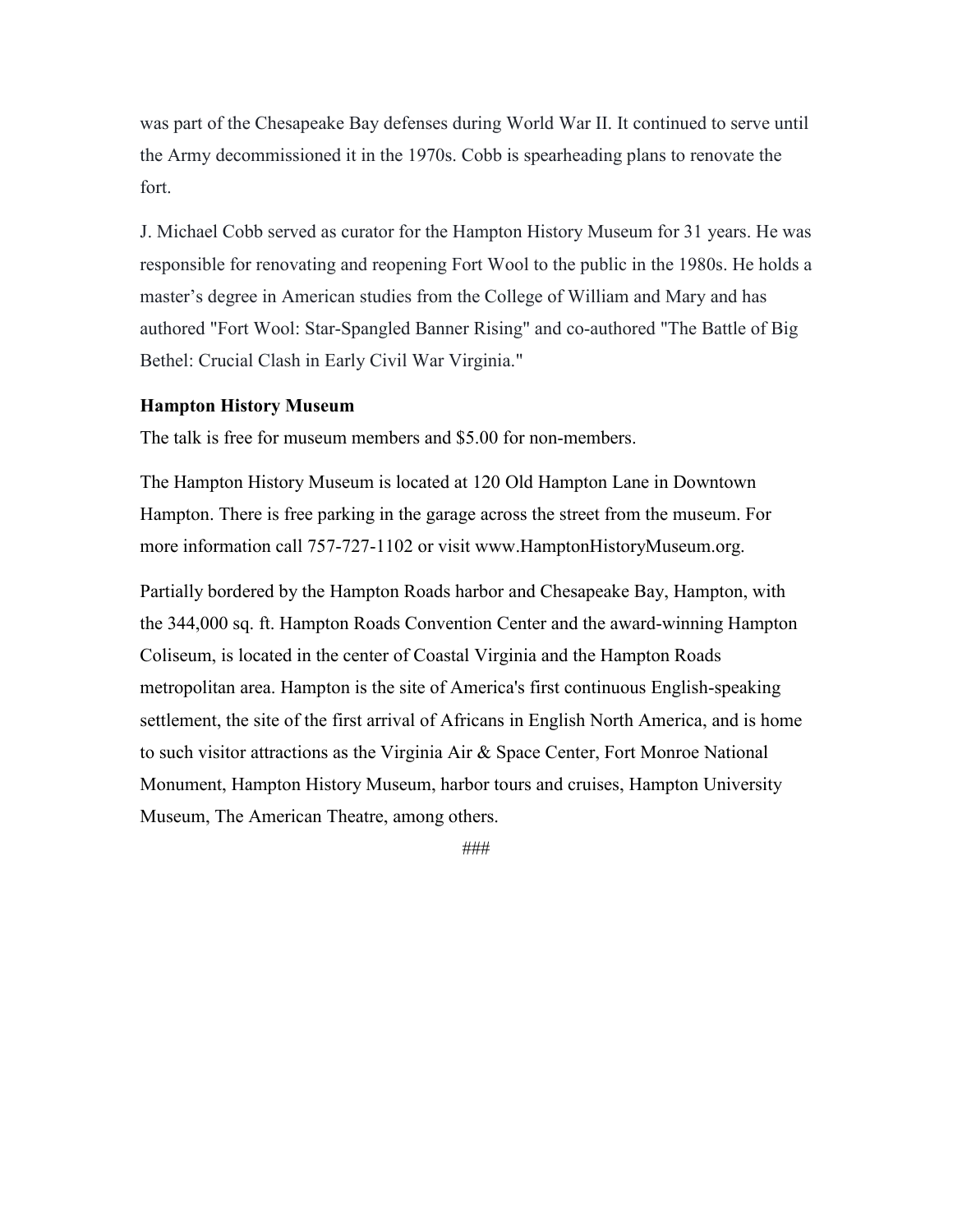was part of the Chesapeake Bay defenses during World War II. It continued to serve until the Army decommissioned it in the 1970s. Cobb is spearheading plans to renovate the fort.

J. Michael Cobb served as curator for the Hampton History Museum for 31 years. He was responsible for renovating and reopening Fort Wool to the public in the 1980s. He holds a master's degree in American studies from the College of William and Mary and has authored "Fort Wool: Star-Spangled Banner Rising" and co-authored "The Battle of Big Bethel: Crucial Clash in Early Civil War Virginia."

**Hampton History Museum**

The talk is free for museum members and $5.00 for non-members.

The Hampton History Museum is located at 120 Old Hampton Lane in Downtown Hampton. There is free parking in the garage across the street from the museum. For more information call 757-727-1102 or visit www.HamptonHistoryMuseum.org.

Partially bordered by the Hampton Roads harbor and Chesapeake Bay, Hampton, with the 344,000 sq. ft. Hampton Roads Convention Center and the award-winning Hampton Coliseum, is located in the center of Coastal Virginia and the Hampton Roads metropolitan area. Hampton is the site of America's first continuous English-speaking settlement, the site of the first arrival of Africans in English North America, and is home to such visitor attractions as the Virginia Air & Space Center, Fort Monroe National Monument, Hampton History Museum, harbor tours and cruises, Hampton University Museum, The American Theatre, among others.

###